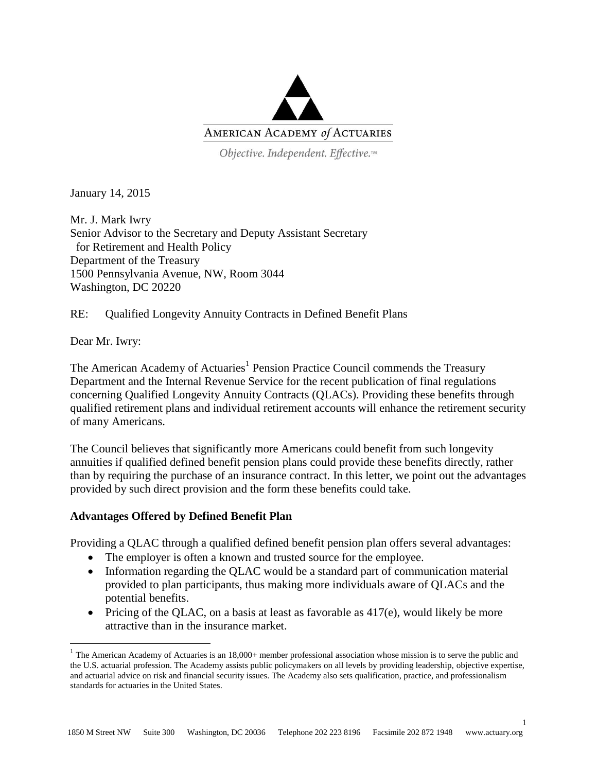AMERICAN ACADEMY *of* ACTUARIES

*Objective. Independent. Effective.™*

January 14, 2015

Mr. J. Mark Iwry
Senior Advisor to the Secretary and Deputy Assistant Secretary
for Retirement and Health Policy
Department of the Treasury
1500 Pennsylvania Avenue, NW, Room 3044
Washington, DC 20220

RE: Qualified Longevity Annuity Contracts in Defined Benefit Plans

Dear Mr. Iwry:

The American Academy of Actuaries[1] Pension Practice Council commends the Treasury Department and the Internal Revenue Service for the recent publication of final regulations concerning Qualified Longevity Annuity Contracts (QLACs). Providing these benefits through qualified retirement plans and individual retirement accounts will enhance the retirement security of many Americans.

The Council believes that significantly more Americans could benefit from such longevity annuities if qualified defined benefit pension plans could provide these benefits directly, rather than by requiring the purchase of an insurance contract. In this letter, we point out the advantages provided by such direct provision and the form these benefits could take.

**Advantages Offered by Defined Benefit Plan**

Providing a QLAC through a qualified defined benefit pension plan offers several advantages:

- The employer is often a known and trusted source for the employee.
- Information regarding the QLAC would be a standard part of communication material provided to plan participants, thus making more individuals aware of QLACs and the potential benefits.
- Pricing of the QLAC, on a basis at least as favorable as 417(e), would likely be more attractive than in the insurance market.

[1] The American Academy of Actuaries is an 18,000+ member professional association whose mission is to serve the public and the U.S. actuarial profession. The Academy assists public policymakers on all levels by providing leadership, objective expertise, and actuarial advice on risk and financial security issues. The Academy also sets qualification, practice, and professionalism standards for actuaries in the United States.

1850 M Street NW Suite 300 Washington, DC 20036 Telephone 202 223 8196 Facsimile 202 872 1948 www.actuary.org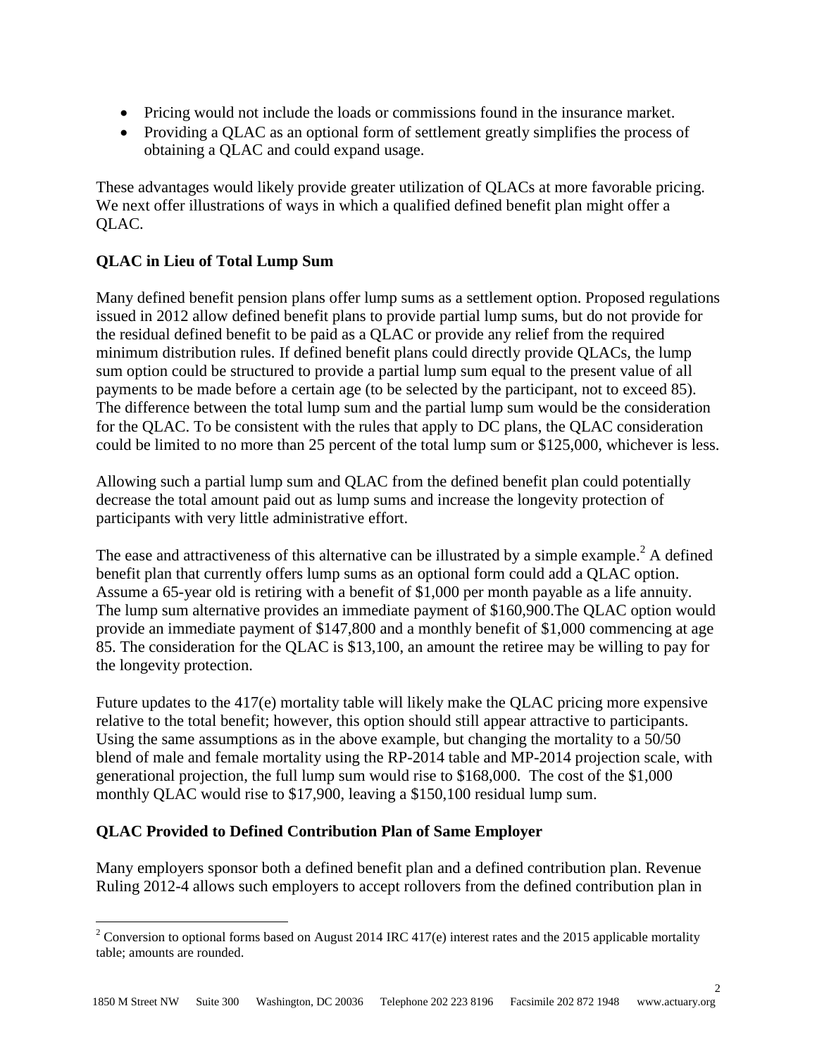- Pricing would not include the loads or commissions found in the insurance market.
- Providing a QLAC as an optional form of settlement greatly simplifies the process of obtaining a QLAC and could expand usage.

These advantages would likely provide greater utilization of QLACs at more favorable pricing. We next offer illustrations of ways in which a qualified defined benefit plan might offer a QLAC.

**QLAC in Lieu of Total Lump Sum**

Many defined benefit pension plans offer lump sums as a settlement option. Proposed regulations issued in 2012 allow defined benefit plans to provide partial lump sums, but do not provide for the residual defined benefit to be paid as a QLAC or provide any relief from the required minimum distribution rules. If defined benefit plans could directly provide QLACs, the lump sum option could be structured to provide a partial lump sum equal to the present value of all payments to be made before a certain age (to be selected by the participant, not to exceed 85). The difference between the total lump sum and the partial lump sum would be the consideration for the QLAC. To be consistent with the rules that apply to DC plans, the QLAC consideration could be limited to no more than 25 percent of the total lump sum or $125,000, whichever is less.

Allowing such a partial lump sum and QLAC from the defined benefit plan could potentially decrease the total amount paid out as lump sums and increase the longevity protection of participants with very little administrative effort.

The ease and attractiveness of this alternative can be illustrated by a simple example.[2] A defined benefit plan that currently offers lump sums as an optional form could add a QLAC option. Assume a 65-year old is retiring with a benefit of $1,000 per month payable as a life annuity. The lump sum alternative provides an immediate payment of $160,900.The QLAC option would provide an immediate payment of $147,800 and a monthly benefit of $1,000 commencing at age 85. The consideration for the QLAC is $13,100, an amount the retiree may be willing to pay for the longevity protection.

Future updates to the 417(e) mortality table will likely make the QLAC pricing more expensive relative to the total benefit; however, this option should still appear attractive to participants. Using the same assumptions as in the above example, but changing the mortality to a 50/50 blend of male and female mortality using the RP-2014 table and MP-2014 projection scale, with generational projection, the full lump sum would rise to $168,000. The cost of the $1,000 monthly QLAC would rise to $17,900, leaving a $150,100 residual lump sum.

**QLAC Provided to Defined Contribution Plan of Same Employer**

Many employers sponsor both a defined benefit plan and a defined contribution plan. Revenue Ruling 2012-4 allows such employers to accept rollovers from the defined contribution plan in

[2] Conversion to optional forms based on August 2014 IRC 417(e) interest rates and the 2015 applicable mortality table; amounts are rounded.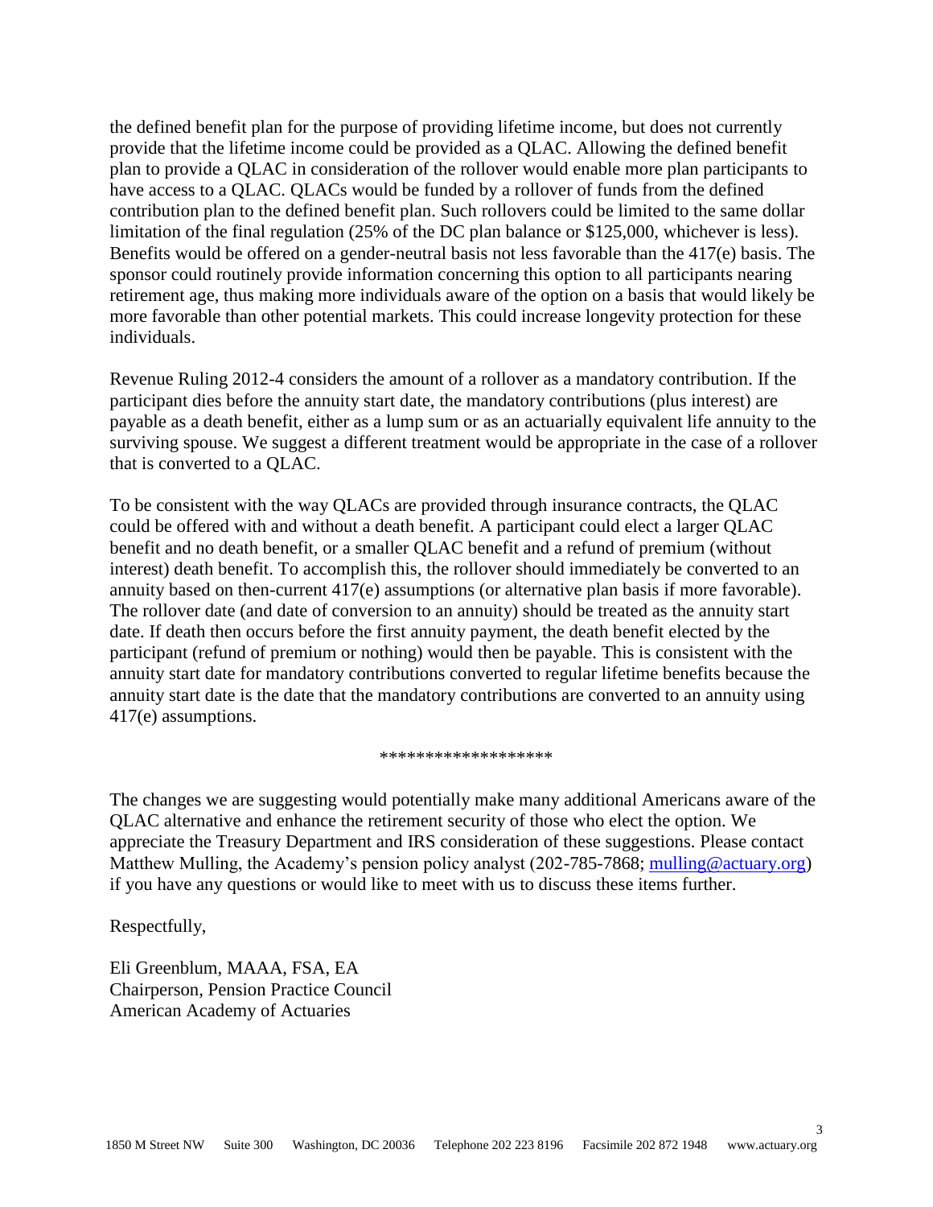the defined benefit plan for the purpose of providing lifetime income, but does not currently provide that the lifetime income could be provided as a QLAC. Allowing the defined benefit plan to provide a QLAC in consideration of the rollover would enable more plan participants to have access to a QLAC. QLACs would be funded by a rollover of funds from the defined contribution plan to the defined benefit plan. Such rollovers could be limited to the same dollar limitation of the final regulation (25% of the DC plan balance or $125,000, whichever is less). Benefits would be offered on a gender-neutral basis not less favorable than the 417(e) basis. The sponsor could routinely provide information concerning this option to all participants nearing retirement age, thus making more individuals aware of the option on a basis that would likely be more favorable than other potential markets. This could increase longevity protection for these individuals.

Revenue Ruling 2012-4 considers the amount of a rollover as a mandatory contribution. If the participant dies before the annuity start date, the mandatory contributions (plus interest) are payable as a death benefit, either as a lump sum or as an actuarially equivalent life annuity to the surviving spouse. We suggest a different treatment would be appropriate in the case of a rollover that is converted to a QLAC.

To be consistent with the way QLACs are provided through insurance contracts, the QLAC could be offered with and without a death benefit. A participant could elect a larger QLAC benefit and no death benefit, or a smaller QLAC benefit and a refund of premium (without interest) death benefit. To accomplish this, the rollover should immediately be converted to an annuity based on then-current 417(e) assumptions (or alternative plan basis if more favorable). The rollover date (and date of conversion to an annuity) should be treated as the annuity start date. If death then occurs before the first annuity payment, the death benefit elected by the participant (refund of premium or nothing) would then be payable. This is consistent with the annuity start date for mandatory contributions converted to regular lifetime benefits because the annuity start date is the date that the mandatory contributions are converted to an annuity using 417(e) assumptions.

*******************

The changes we are suggesting would potentially make many additional Americans aware of the QLAC alternative and enhance the retirement security of those who elect the option. We appreciate the Treasury Department and IRS consideration of these suggestions. Please contact Matthew Mulling, the Academy's pension policy analyst (202-785-7868; mulling@actuary.org) if you have any questions or would like to meet with us to discuss these items further.

Respectfully,

Eli Greenblum, MAAA, FSA, EA
Chairperson, Pension Practice Council
American Academy of Actuaries

1850 M Street NW Suite 300 Washington, DC 20036 Telephone 202 223 8196 Facsimile 202 872 1948 www.actuary.org